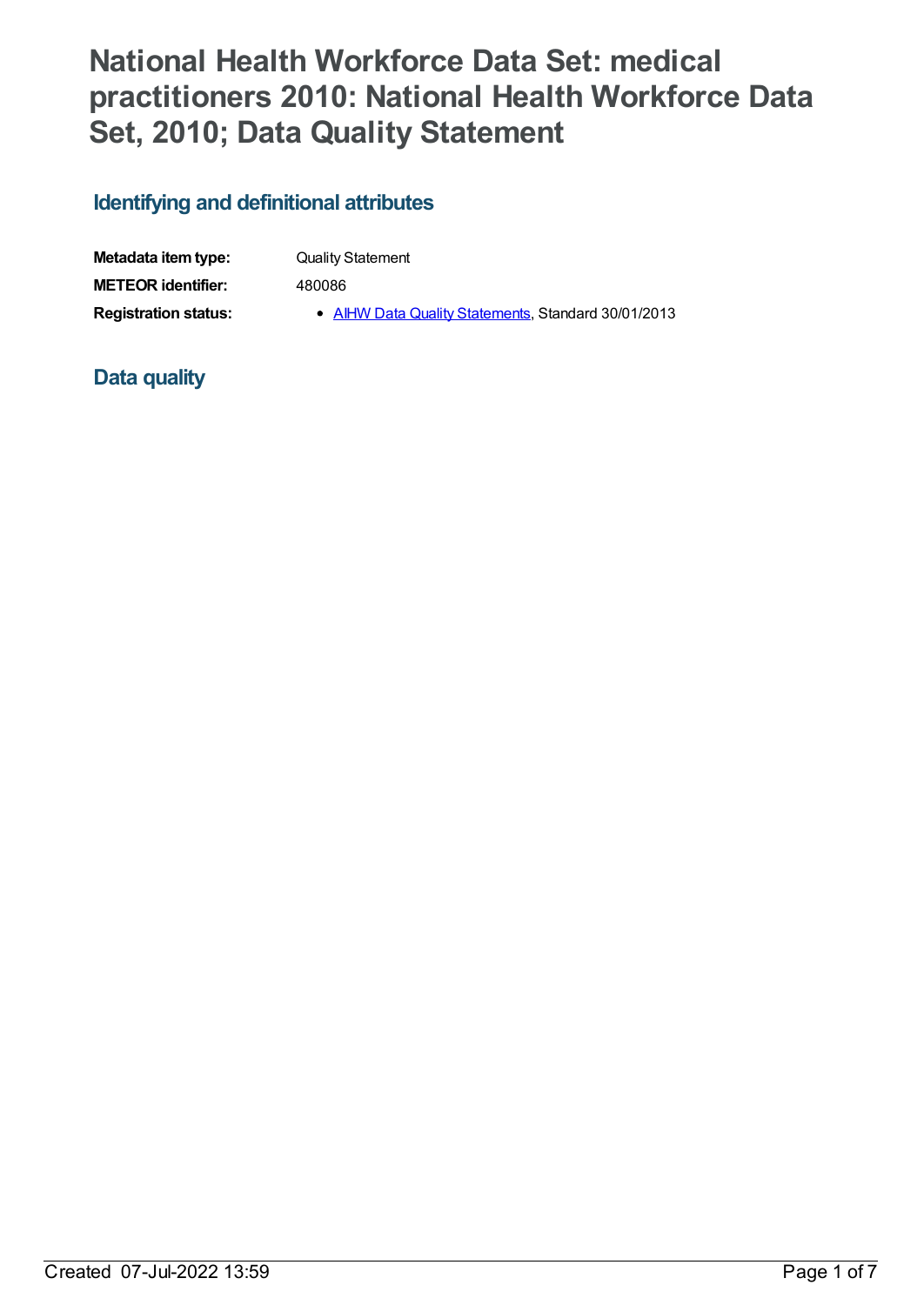# National Health Workforce Data Set: medical practitioners 2010: National Health Workforce Data Set, 2010; Data Quality Statement

## Identifying and definitional attributes

| | |
|---|---|
| **Metadata item type:** | Quality Statement |
| **METEOR identifier:** | 480086 |
| **Registration status:** | • AIHW Data Quality Statements, Standard 30/01/2013 |

## Data quality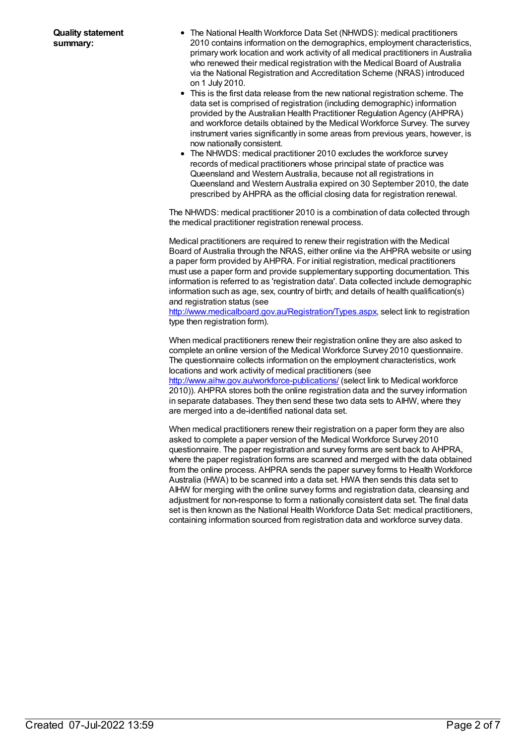**Quality statement summary:**

- The National Health Workforce Data Set (NHWDS): medical practitioners 2010 contains information on the demographics, employment characteristics, primary work location and work activity of all medical practitioners in Australia who renewed their medical registration with the Medical Board of Australia via the National Registration and Accreditation Scheme (NRAS) introduced on 1 July 2010.
- This is the first data release from the new national registration scheme. The data set is comprised of registration (including demographic) information provided by the Australian Health Practitioner Regulation Agency (AHPRA) and workforce details obtained by the Medical Workforce Survey. The survey instrument varies significantly in some areas from previous years, however, is now nationally consistent.
- The NHWDS: medical practitioner 2010 excludes the workforce survey records of medical practitioners whose principal state of practice was Queensland and Western Australia, because not all registrations in Queensland and Western Australia expired on 30 September 2010, the date prescribed by AHPRA as the official closing data for registration renewal.

The NHWDS: medical practitioner 2010 is a combination of data collected through the medical practitioner registration renewal process.

Medical practitioners are required to renew their registration with the Medical Board of Australia through the NRAS, either online via the AHPRA website or using a paper form provided by AHPRA. For initial registration, medical practitioners must use a paper form and provide supplementary supporting documentation. This information is referred to as 'registration data'. Data collected include demographic information such as age, sex, country of birth; and details of health qualification(s) and registration status (see [http://www.medicalboard.gov.au/Registration/Types.aspx](http://www.medicalboard.gov.au/Registration/Types.aspx), select link to registration type then registration form).

When medical practitioners renew their registration online they are also asked to complete an online version of the Medical Workforce Survey 2010 questionnaire. The questionnaire collects information on the employment characteristics, work locations and work activity of medical practitioners (see [http://www.aihw.gov.au/workforce-publications/](http://www.aihw.gov.au/workforce-publications/) (select link to Medical workforce 2010)). AHPRA stores both the online registration data and the survey information in separate databases. They then send these two data sets to AIHW, where they are merged into a de-identified national data set.

When medical practitioners renew their registration on a paper form they are also asked to complete a paper version of the Medical Workforce Survey 2010 questionnaire. The paper registration and survey forms are sent back to AHPRA, where the paper registration forms are scanned and merged with the data obtained from the online process. AHPRA sends the paper survey forms to Health Workforce Australia (HWA) to be scanned into a data set. HWA then sends this data set to AIHW for merging with the online survey forms and registration data, cleansing and adjustment for non-response to form a nationally consistent data set. The final data set is then known as the National Health Workforce Data Set: medical practitioners, containing information sourced from registration data and workforce survey data.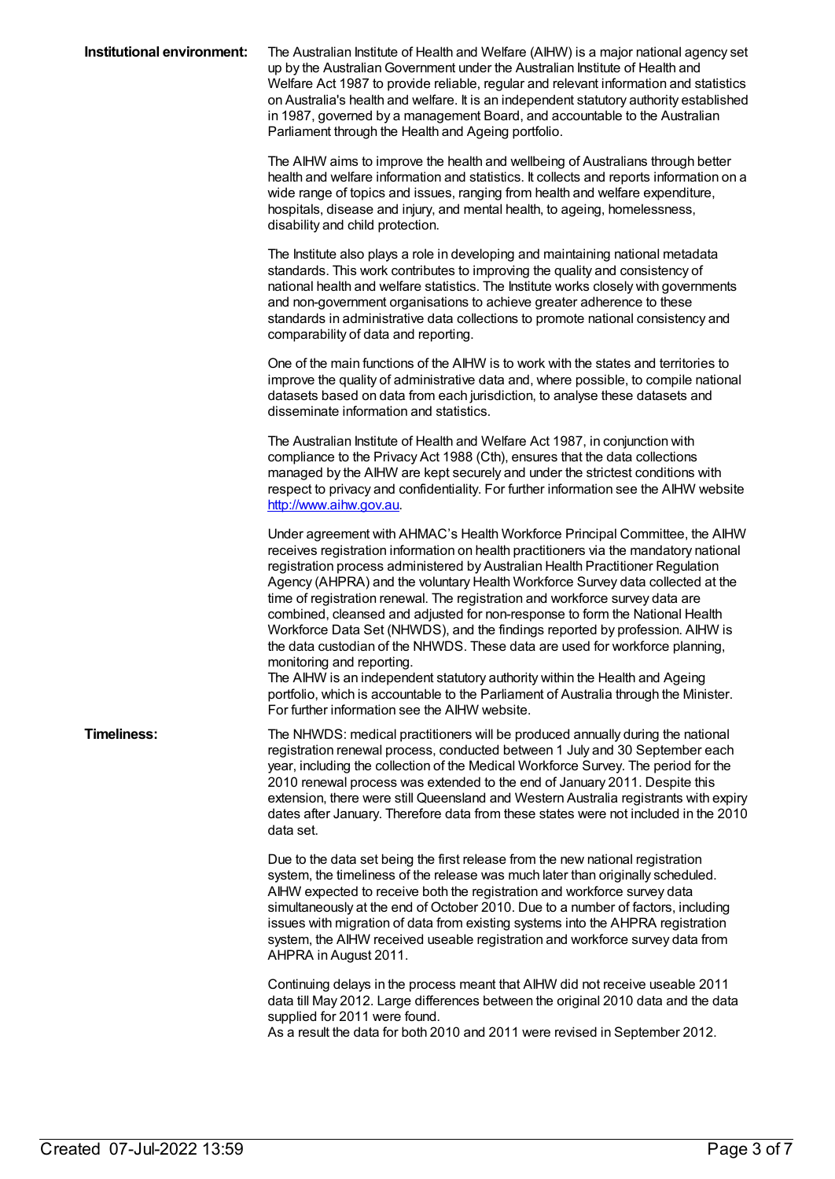**Institutional environment:**

The Australian Institute of Health and Welfare (AIHW) is a major national agency set up by the Australian Government under the Australian Institute of Health and Welfare Act 1987 to provide reliable, regular and relevant information and statistics on Australia's health and welfare. It is an independent statutory authority established in 1987, governed by a management Board, and accountable to the Australian Parliament through the Health and Ageing portfolio.

The AIHW aims to improve the health and wellbeing of Australians through better health and welfare information and statistics. It collects and reports information on a wide range of topics and issues, ranging from health and welfare expenditure, hospitals, disease and injury, and mental health, to ageing, homelessness, disability and child protection.

The Institute also plays a role in developing and maintaining national metadata standards. This work contributes to improving the quality and consistency of national health and welfare statistics. The Institute works closely with governments and non-government organisations to achieve greater adherence to these standards in administrative data collections to promote national consistency and comparability of data and reporting.

One of the main functions of the AIHW is to work with the states and territories to improve the quality of administrative data and, where possible, to compile national datasets based on data from each jurisdiction, to analyse these datasets and disseminate information and statistics.

The Australian Institute of Health and Welfare Act 1987, in conjunction with compliance to the Privacy Act 1988 (Cth), ensures that the data collections managed by the AIHW are kept securely and under the strictest conditions with respect to privacy and confidentiality. For further information see the AIHW website http://www.aihw.gov.au.

Under agreement with AHMAC's Health Workforce Principal Committee, the AIHW receives registration information on health practitioners via the mandatory national registration process administered by Australian Health Practitioner Regulation Agency (AHPRA) and the voluntary Health Workforce Survey data collected at the time of registration renewal. The registration and workforce survey data are combined, cleansed and adjusted for non-response to form the National Health Workforce Data Set (NHWDS), and the findings reported by profession. AIHW is the data custodian of the NHWDS. These data are used for workforce planning, monitoring and reporting.
The AIHW is an independent statutory authority within the Health and Ageing portfolio, which is accountable to the Parliament of Australia through the Minister. For further information see the AIHW website.

**Timeliness:**

The NHWDS: medical practitioners will be produced annually during the national registration renewal process, conducted between 1 July and 30 September each year, including the collection of the Medical Workforce Survey. The period for the 2010 renewal process was extended to the end of January 2011. Despite this extension, there were still Queensland and Western Australia registrants with expiry dates after January. Therefore data from these states were not included in the 2010 data set.

Due to the data set being the first release from the new national registration system, the timeliness of the release was much later than originally scheduled. AIHW expected to receive both the registration and workforce survey data simultaneously at the end of October 2010. Due to a number of factors, including issues with migration of data from existing systems into the AHPRA registration system, the AIHW received useable registration and workforce survey data from AHPRA in August 2011.

Continuing delays in the process meant that AIHW did not receive useable 2011 data till May 2012. Large differences between the original 2010 data and the data supplied for 2011 were found.
As a result the data for both 2010 and 2011 were revised in September 2012.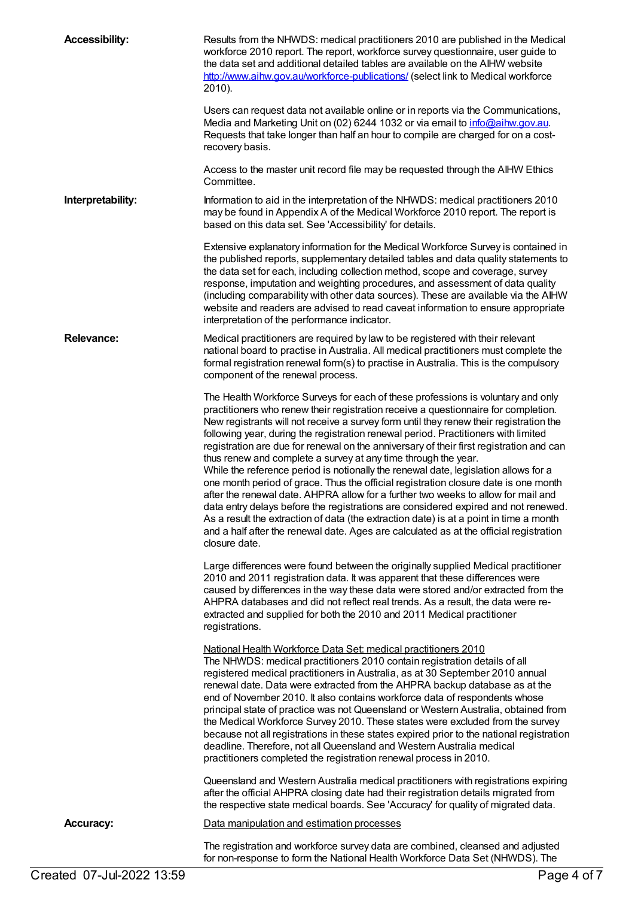**Accessibility:**

Results from the NHWDS: medical practitioners 2010 are published in the Medical workforce 2010 report. The report, workforce survey questionnaire, user guide to the data set and additional detailed tables are available on the AIHW website http://www.aihw.gov.au/workforce-publications/ (select link to Medical workforce 2010).

Users can request data not available online or in reports via the Communications, Media and Marketing Unit on (02) 6244 1032 or via email to info@aihw.gov.au. Requests that take longer than half an hour to compile are charged for on a cost-recovery basis.

Access to the master unit record file may be requested through the AIHW Ethics Committee.

**Interpretability:**

Information to aid in the interpretation of the NHWDS: medical practitioners 2010 may be found in Appendix A of the Medical Workforce 2010 report. The report is based on this data set. See 'Accessibility' for details.

Extensive explanatory information for the Medical Workforce Survey is contained in the published reports, supplementary detailed tables and data quality statements to the data set for each, including collection method, scope and coverage, survey response, imputation and weighting procedures, and assessment of data quality (including comparability with other data sources). These are available via the AIHW website and readers are advised to read caveat information to ensure appropriate interpretation of the performance indicator.

**Relevance:**

Medical practitioners are required by law to be registered with their relevant national board to practise in Australia. All medical practitioners must complete the formal registration renewal form(s) to practise in Australia. This is the compulsory component of the renewal process.

The Health Workforce Surveys for each of these professions is voluntary and only practitioners who renew their registration receive a questionnaire for completion. New registrants will not receive a survey form until they renew their registration the following year, during the registration renewal period. Practitioners with limited registration are due for renewal on the anniversary of their first registration and can thus renew and complete a survey at any time through the year.
While the reference period is notionally the renewal date, legislation allows for a one month period of grace. Thus the official registration closure date is one month after the renewal date. AHPRA allow for a further two weeks to allow for mail and data entry delays before the registrations are considered expired and not renewed. As a result the extraction of data (the extraction date) is at a point in time a month and a half after the renewal date. Ages are calculated as at the official registration closure date.

Large differences were found between the originally supplied Medical practitioner 2010 and 2011 registration data. It was apparent that these differences were caused by differences in the way these data were stored and/or extracted from the AHPRA databases and did not reflect real trends. As a result, the data were re-extracted and supplied for both the 2010 and 2011 Medical practitioner registrations.

National Health Workforce Data Set: medical practitioners 2010
The NHWDS: medical practitioners 2010 contain registration details of all registered medical practitioners in Australia, as at 30 September 2010 annual renewal date. Data were extracted from the AHPRA backup database as at the end of November 2010. It also contains workforce data of respondents whose principal state of practice was not Queensland or Western Australia, obtained from the Medical Workforce Survey 2010. These states were excluded from the survey because not all registrations in these states expired prior to the national registration deadline. Therefore, not all Queensland and Western Australia medical practitioners completed the registration renewal process in 2010.

Queensland and Western Australia medical practitioners with registrations expiring after the official AHPRA closing date had their registration details migrated from the respective state medical boards. See 'Accuracy' for quality of migrated data.

**Accuracy:**

Data manipulation and estimation processes

The registration and workforce survey data are combined, cleansed and adjusted for non-response to form the National Health Workforce Data Set (NHWDS). The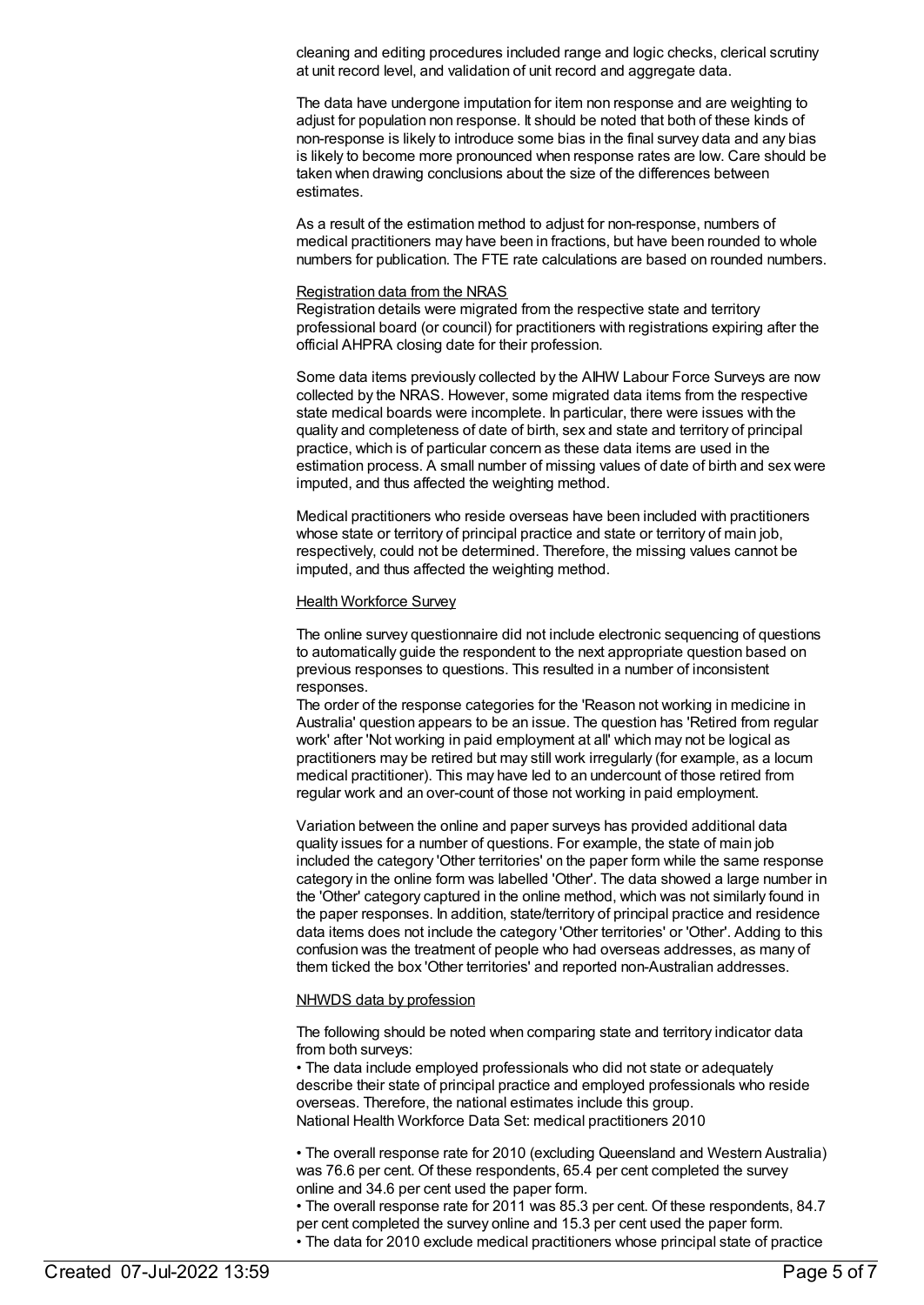cleaning and editing procedures included range and logic checks, clerical scrutiny at unit record level, and validation of unit record and aggregate data.

The data have undergone imputation for item non response and are weighting to adjust for population non response. It should be noted that both of these kinds of non-response is likely to introduce some bias in the final survey data and any bias is likely to become more pronounced when response rates are low. Care should be taken when drawing conclusions about the size of the differences between estimates.

As a result of the estimation method to adjust for non-response, numbers of medical practitioners may have been in fractions, but have been rounded to whole numbers for publication. The FTE rate calculations are based on rounded numbers.

Registration data from the NRAS

Registration details were migrated from the respective state and territory professional board (or council) for practitioners with registrations expiring after the official AHPRA closing date for their profession.

Some data items previously collected by the AIHW Labour Force Surveys are now collected by the NRAS. However, some migrated data items from the respective state medical boards were incomplete. In particular, there were issues with the quality and completeness of date of birth, sex and state and territory of principal practice, which is of particular concern as these data items are used in the estimation process. A small number of missing values of date of birth and sex were imputed, and thus affected the weighting method.

Medical practitioners who reside overseas have been included with practitioners whose state or territory of principal practice and state or territory of main job, respectively, could not be determined. Therefore, the missing values cannot be imputed, and thus affected the weighting method.

Health Workforce Survey

The online survey questionnaire did not include electronic sequencing of questions to automatically guide the respondent to the next appropriate question based on previous responses to questions. This resulted in a number of inconsistent responses.

The order of the response categories for the 'Reason not working in medicine in Australia' question appears to be an issue. The question has 'Retired from regular work' after 'Not working in paid employment at all' which may not be logical as practitioners may be retired but may still work irregularly (for example, as a locum medical practitioner). This may have led to an undercount of those retired from regular work and an over-count of those not working in paid employment.

Variation between the online and paper surveys has provided additional data quality issues for a number of questions. For example, the state of main job included the category 'Other territories' on the paper form while the same response category in the online form was labelled 'Other'. The data showed a large number in the 'Other' category captured in the online method, which was not similarly found in the paper responses. In addition, state/territory of principal practice and residence data items does not include the category 'Other territories' or 'Other'. Adding to this confusion was the treatment of people who had overseas addresses, as many of them ticked the box 'Other territories' and reported non-Australian addresses.

NHWDS data by profession

The following should be noted when comparing state and territory indicator data from both surveys:

- The data include employed professionals who did not state or adequately describe their state of principal practice and employed professionals who reside overseas. Therefore, the national estimates include this group.

National Health Workforce Data Set: medical practitioners 2010

- The overall response rate for 2010 (excluding Queensland and Western Australia) was 76.6 per cent. Of these respondents, 65.4 per cent completed the survey online and 34.6 per cent used the paper form.
- The overall response rate for 2011 was 85.3 per cent. Of these respondents, 84.7 per cent completed the survey online and 15.3 per cent used the paper form.
- The data for 2010 exclude medical practitioners whose principal state of practice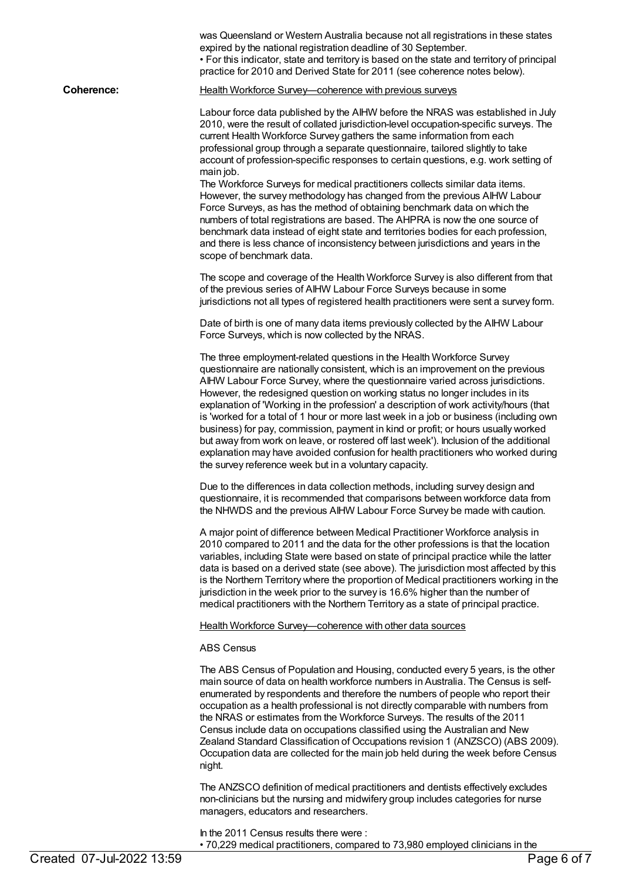was Queensland or Western Australia because not all registrations in these states expired by the national registration deadline of 30 September.

• For this indicator, state and territory is based on the state and territory of principal practice for 2010 and Derived State for 2011 (see coherence notes below).

**Coherence:**

Health Workforce Survey—coherence with previous surveys

Labour force data published by the AIHW before the NRAS was established in July 2010, were the result of collated jurisdiction-level occupation-specific surveys. The current Health Workforce Survey gathers the same information from each professional group through a separate questionnaire, tailored slightly to take account of profession-specific responses to certain questions, e.g. work setting of main job.

The Workforce Surveys for medical practitioners collects similar data items. However, the survey methodology has changed from the previous AIHW Labour Force Surveys, as has the method of obtaining benchmark data on which the numbers of total registrations are based. The AHPRA is now the one source of benchmark data instead of eight state and territories bodies for each profession, and there is less chance of inconsistency between jurisdictions and years in the scope of benchmark data.

The scope and coverage of the Health Workforce Survey is also different from that of the previous series of AIHW Labour Force Surveys because in some jurisdictions not all types of registered health practitioners were sent a survey form.

Date of birth is one of many data items previously collected by the AIHW Labour Force Surveys, which is now collected by the NRAS.

The three employment-related questions in the Health Workforce Survey questionnaire are nationally consistent, which is an improvement on the previous AIHW Labour Force Survey, where the questionnaire varied across jurisdictions. However, the redesigned question on working status no longer includes in its explanation of 'Working in the profession' a description of work activity/hours (that is 'worked for a total of 1 hour or more last week in a job or business (including own business) for pay, commission, payment in kind or profit; or hours usually worked but away from work on leave, or rostered off last week'). Inclusion of the additional explanation may have avoided confusion for health practitioners who worked during the survey reference week but in a voluntary capacity.

Due to the differences in data collection methods, including survey design and questionnaire, it is recommended that comparisons between workforce data from the NHWDS and the previous AIHW Labour Force Survey be made with caution.

A major point of difference between Medical Practitioner Workforce analysis in 2010 compared to 2011 and the data for the other professions is that the location variables, including State were based on state of principal practice while the latter data is based on a derived state (see above). The jurisdiction most affected by this is the Northern Territory where the proportion of Medical practitioners working in the jurisdiction in the week prior to the survey is 16.6% higher than the number of medical practitioners with the Northern Territory as a state of principal practice.

Health Workforce Survey—coherence with other data sources

ABS Census

The ABS Census of Population and Housing, conducted every 5 years, is the other main source of data on health workforce numbers in Australia. The Census is self-enumerated by respondents and therefore the numbers of people who report their occupation as a health professional is not directly comparable with numbers from the NRAS or estimates from the Workforce Surveys. The results of the 2011 Census include data on occupations classified using the Australian and New Zealand Standard Classification of Occupations revision 1 (ANZSCO) (ABS 2009). Occupation data are collected for the main job held during the week before Census night.

The ANZSCO definition of medical practitioners and dentists effectively excludes non-clinicians but the nursing and midwifery group includes categories for nurse managers, educators and researchers.

In the 2011 Census results there were :

• 70,229 medical practitioners, compared to 73,980 employed clinicians in the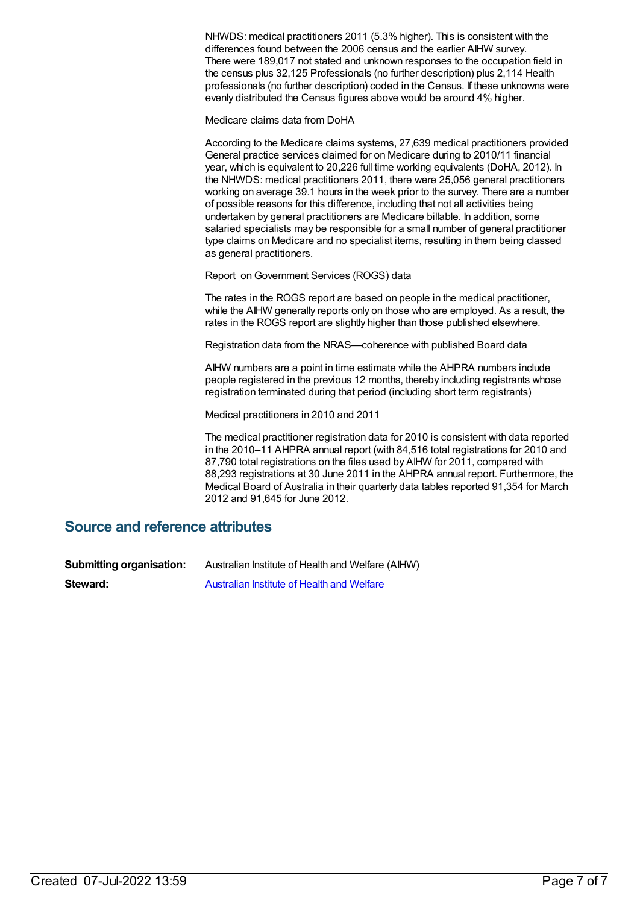NHWDS: medical practitioners 2011 (5.3% higher). This is consistent with the differences found between the 2006 census and the earlier AIHW survey. There were 189,017 not stated and unknown responses to the occupation field in the census plus 32,125 Professionals (no further description) plus 2,114 Health professionals (no further description) coded in the Census. If these unknowns were evenly distributed the Census figures above would be around 4% higher.

Medicare claims data from DoHA

According to the Medicare claims systems, 27,639 medical practitioners provided General practice services claimed for on Medicare during to 2010/11 financial year, which is equivalent to 20,226 full time working equivalents (DoHA, 2012). In the NHWDS: medical practitioners 2011, there were 25,056 general practitioners working on average 39.1 hours in the week prior to the survey. There are a number of possible reasons for this difference, including that not all activities being undertaken by general practitioners are Medicare billable. In addition, some salaried specialists may be responsible for a small number of general practitioner type claims on Medicare and no specialist items, resulting in them being classed as general practitioners.

Report on Government Services (ROGS) data

The rates in the ROGS report are based on people in the medical practitioner, while the AIHW generally reports only on those who are employed. As a result, the rates in the ROGS report are slightly higher than those published elsewhere.

Registration data from the NRAS—coherence with published Board data

AIHW numbers are a point in time estimate while the AHPRA numbers include people registered in the previous 12 months, thereby including registrants whose registration terminated during that period (including short term registrants)

Medical practitioners in 2010 and 2011

The medical practitioner registration data for 2010 is consistent with data reported in the 2010–11 AHPRA annual report (with 84,516 total registrations for 2010 and 87,790 total registrations on the files used by AIHW for 2011, compared with 88,293 registrations at 30 June 2011 in the AHPRA annual report. Furthermore, the Medical Board of Australia in their quarterly data tables reported 91,354 for March 2012 and 91,645 for June 2012.

## Source and reference attributes

**Submitting organisation:** Australian Institute of Health and Welfare (AIHW)

**Steward:** Australian Institute of Health and Welfare